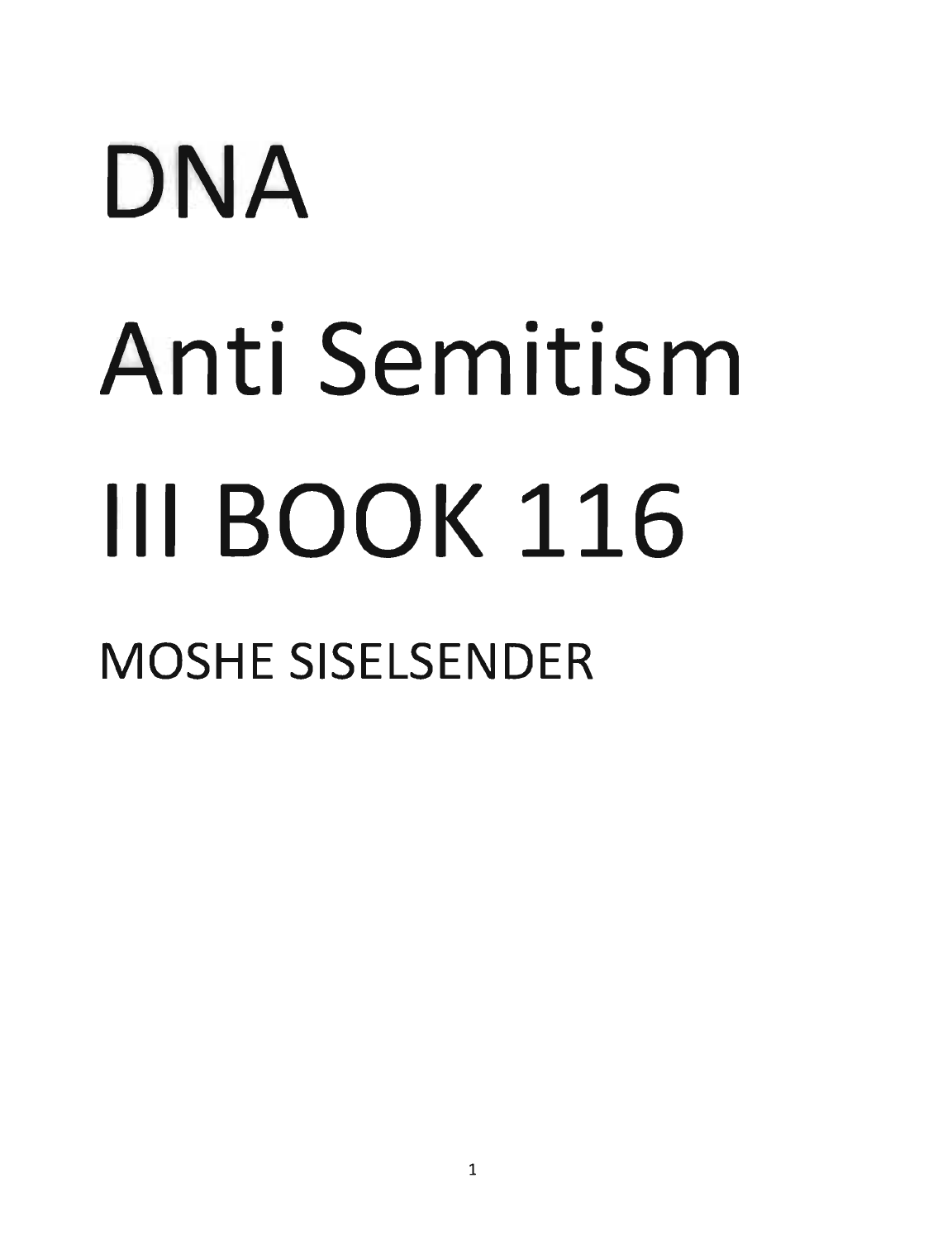# DNA

# Anti Semitism

# III BOOK 116

## MOSHE SISELSENDER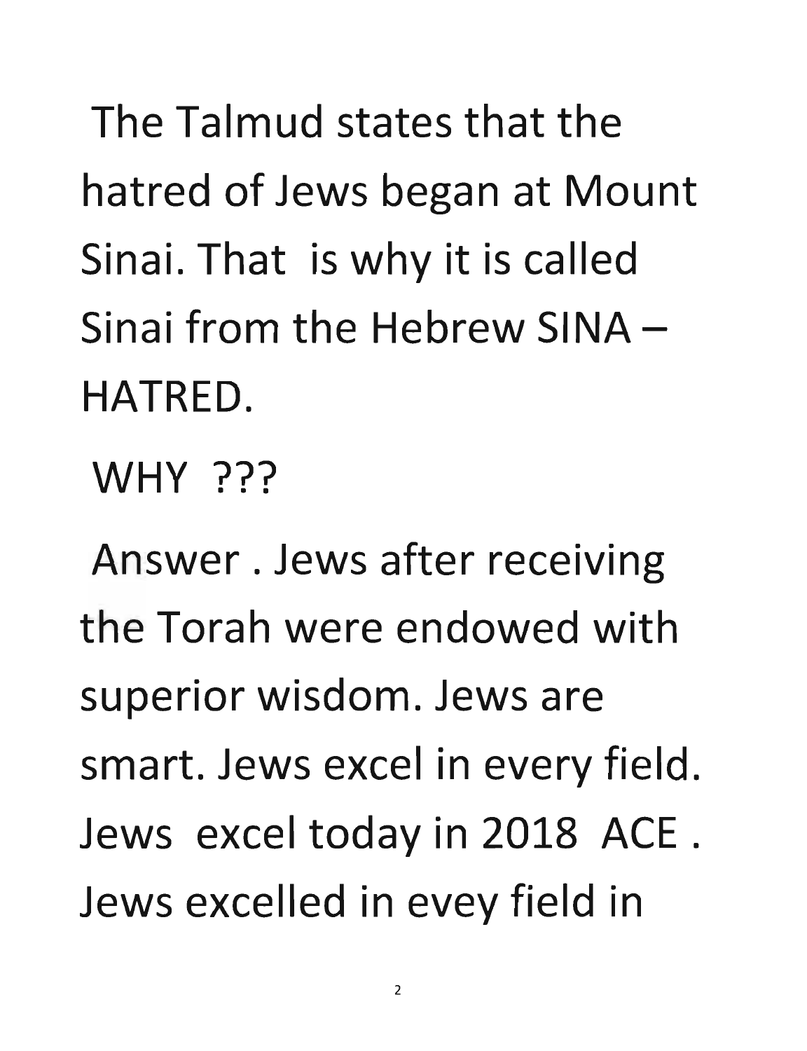The Talmud states that the hatred of Jews began at Mount Sinai. That is why it is called Sinai from the Hebrew SINA – HATRED.

WHY ???

Answer . Jews after receiving the Torah were endowed with superior wisdom. Jews are smart. Jews excel in every field. Jews excel today in 2018 ACE . Jews excelled in evey field in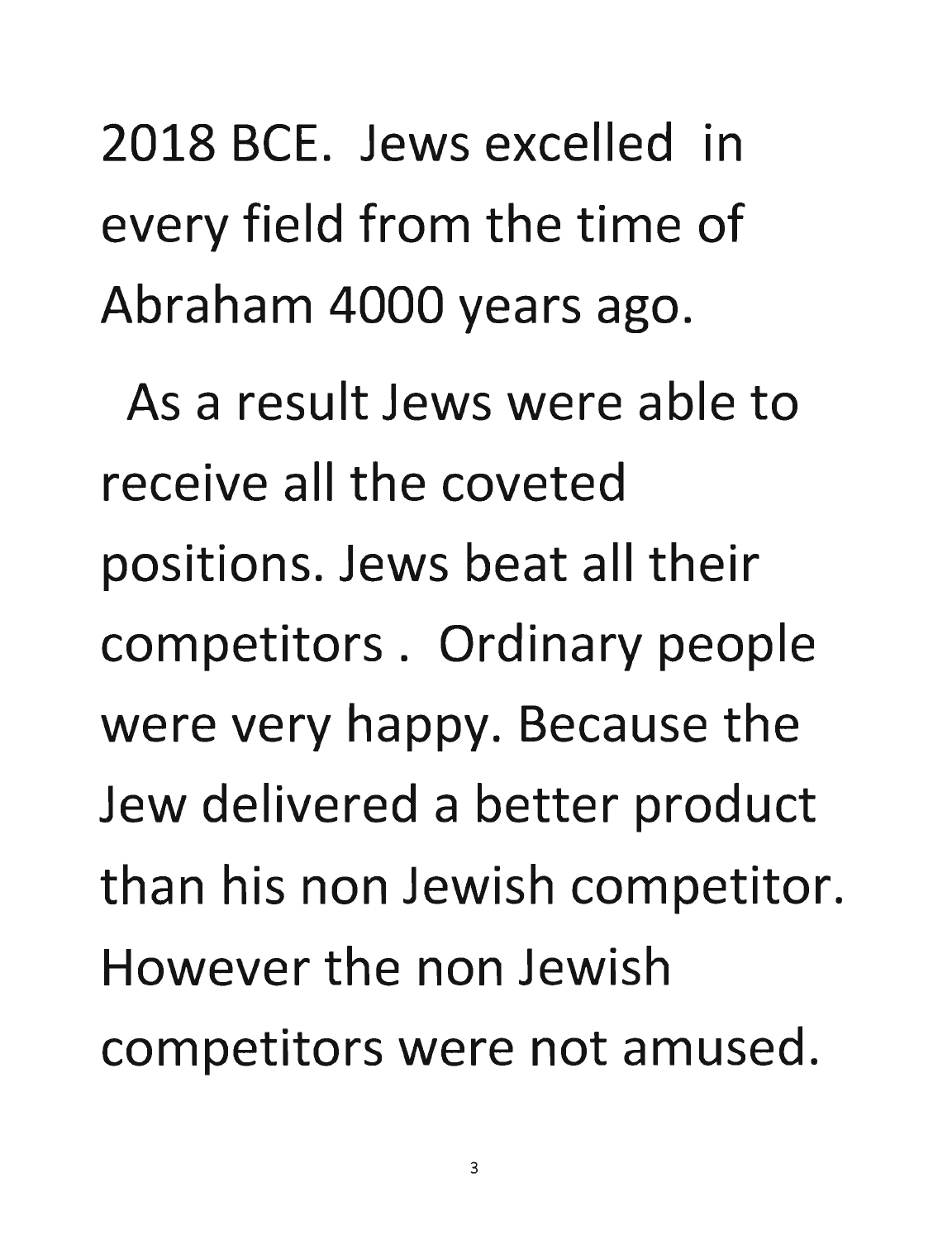2018 BCE. Jews excelled in every field from the time of Abraham 4000 years ago.

As a result Jews were able to receive all the coveted positions. Jews beat all their competitors . Ordinary people were very happy. Because the Jew delivered a better product than his non Jewish competitor. However the non Jewish competitors were not amused.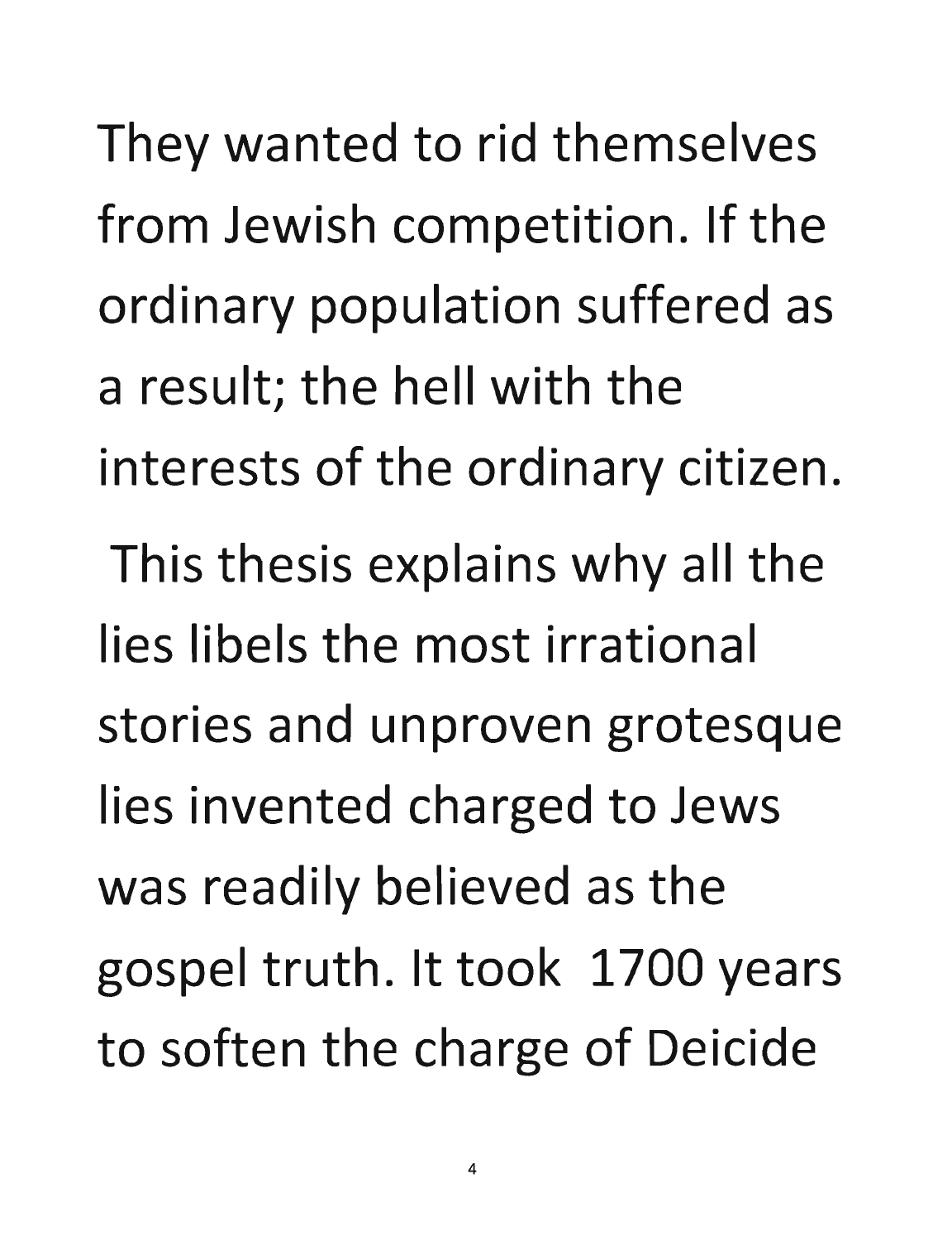They wanted to rid themselves from Jewish competition. If the ordinary population suffered as a result; the hell with the interests of the ordinary citizen.

This thesis explains why all the lies libels the most irrational stories and unproven grotesque lies invented charged to Jews was readily believed as the gospel truth. It took 1700 years to soften the charge of Deicide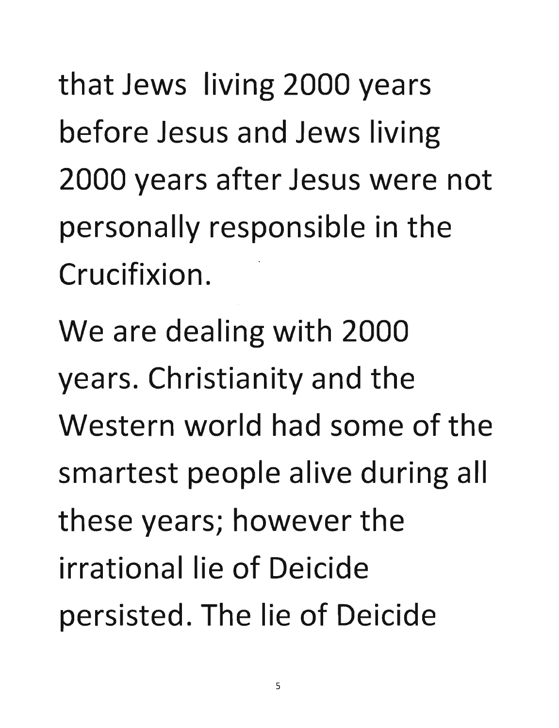that Jews living 2000 years before Jesus and Jews living 2000 years after Jesus were not personally responsible in the Crucifixion.

We are dealing with 2000 years. Christianity and the Western world had some of the smartest people alive during all these years; however the irrational lie of Deicide persisted. The lie of Deicide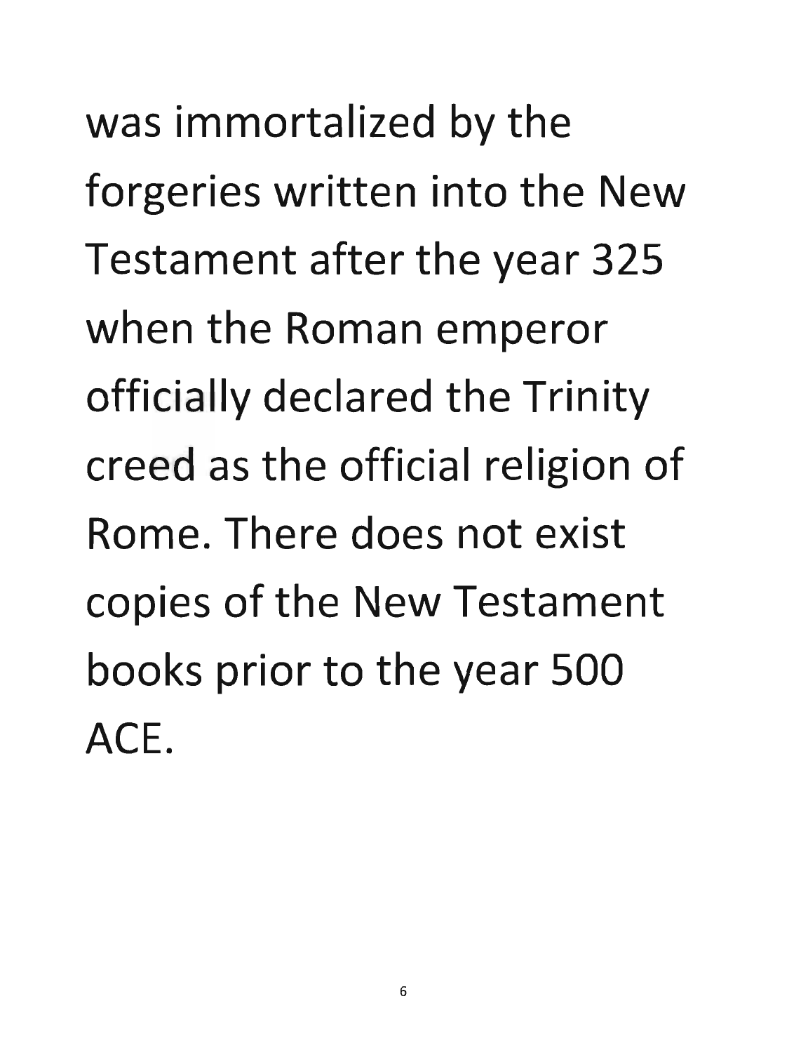was immortalized by the forgeries written into the New Testament after the year 325 when the Roman emperor officially declared the Trinity creed as the official religion of Rome. There does not exist copies of the New Testament books prior to the year 500 ACE.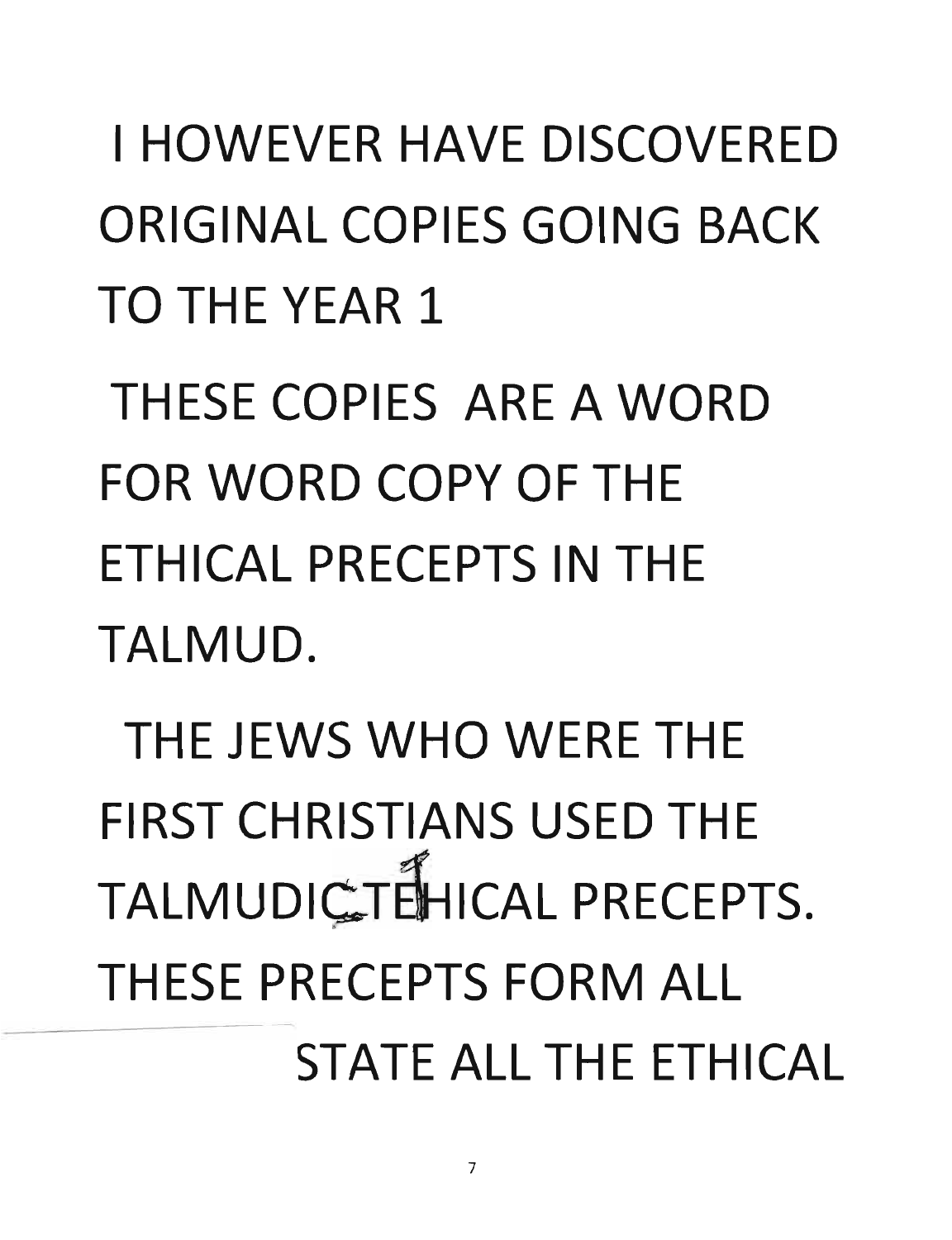I HOWEVER HAVE DISCOVERED ORIGINAL COPIES GOING BACK TO THE YEAR 1

THESE COPIES ARE A WORD FOR WORD COPY OF THE ETHICAL PRECEPTS IN THE TALMUD.

THE JEWS WHO WERE THE FIRST CHRISTIANS USED THE TALMUDIC TEHICAL PRECEPTS. THESE PRECEPTS FORM ALL

STATE ALL THE ETHICAL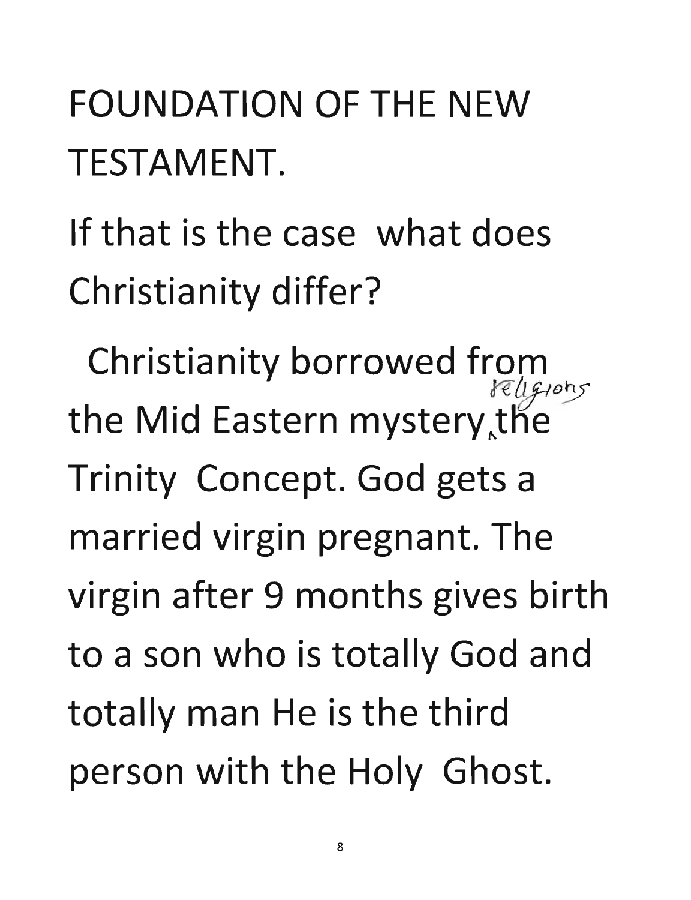FOUNDATION OF THE NEW TESTAMENT.

If that is the case what does Christianity differ?

Christianity borrowed from the Mid Eastern mystery religions the Trinity Concept. God gets a married virgin pregnant. The virgin after 9 months gives birth to a son who is totally God and totally man He is the third person with the Holy Ghost.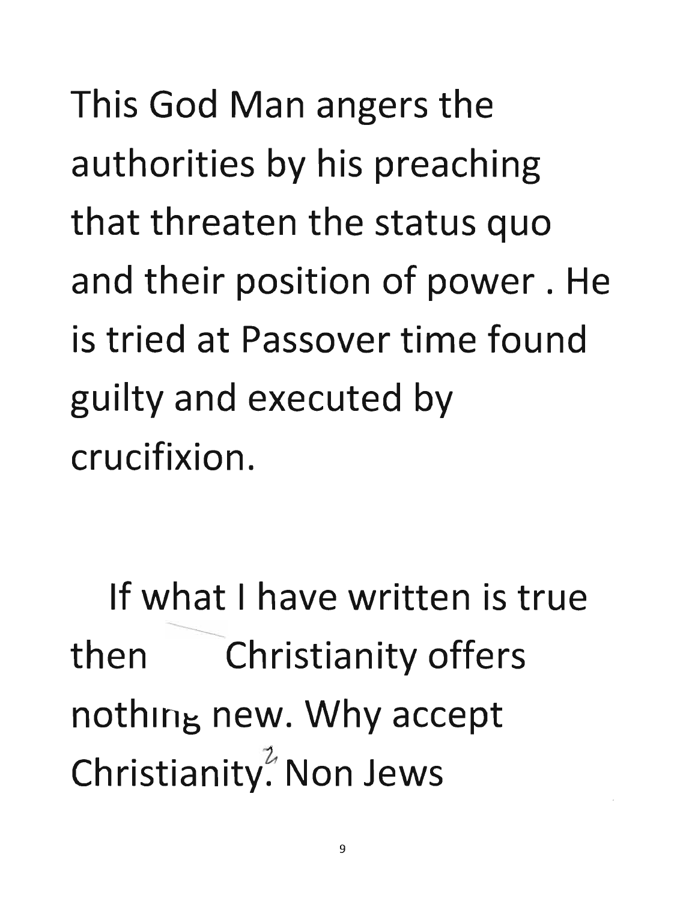This God Man angers the authorities by his preaching that threaten the status quo and their position of power . He is tried at Passover time found guilty and executed by crucifixion.

If what I have written is true then Christianity offers nothing new. Why accept Christianity? Non Jews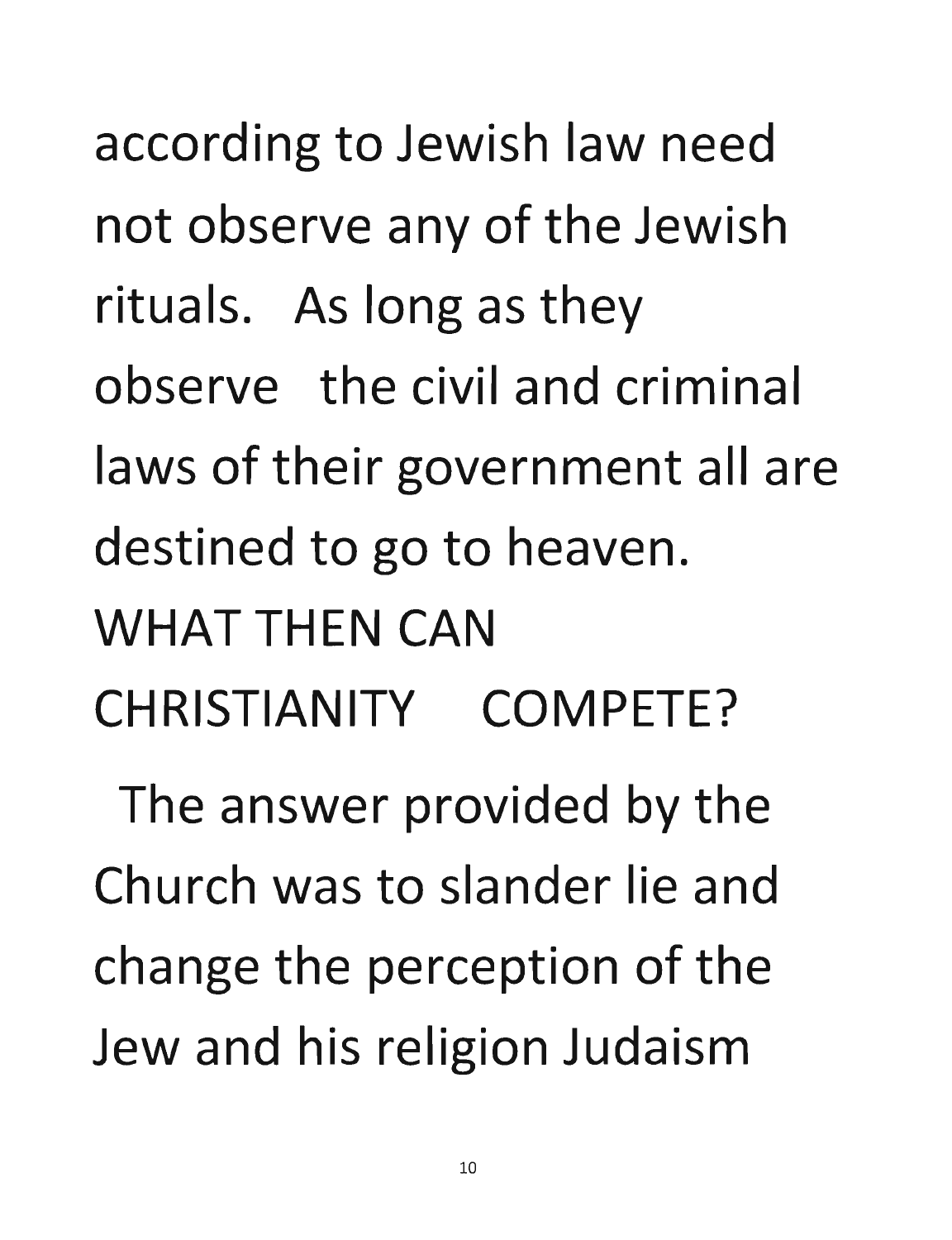according to Jewish law need not observe any of the Jewish rituals. As long as they observe the civil and criminal laws of their government all are destined to go to heaven. WHAT THEN CAN CHRISTIANITY COMPETE?

The answer provided by the Church was to slander lie and change the perception of the Jew and his religion Judaism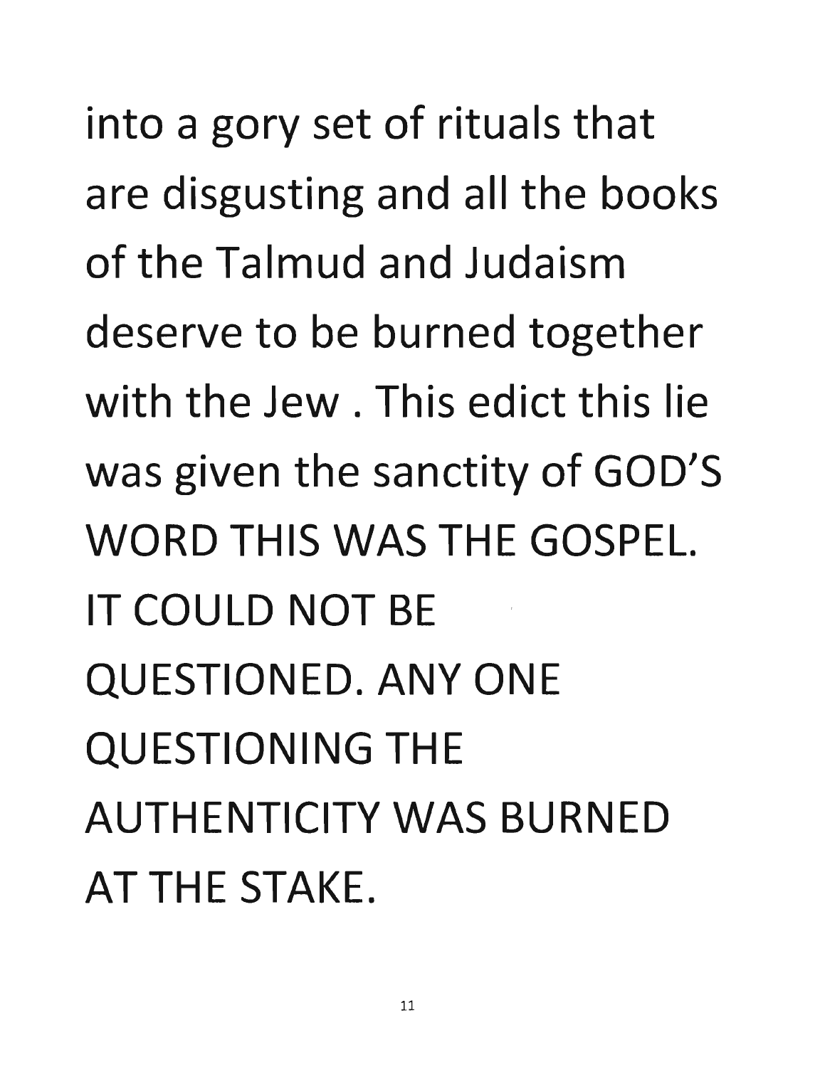into a gory set of rituals that are disgusting and all the books of the Talmud and Judaism deserve to be burned together with the Jew . This edict this lie was given the sanctity of GOD'S WORD THIS WAS THE GOSPEL. IT COULD NOT BE QUESTIONED. ANY ONE QUESTIONING THE AUTHENTICITY WAS BURNED AT THE STAKE.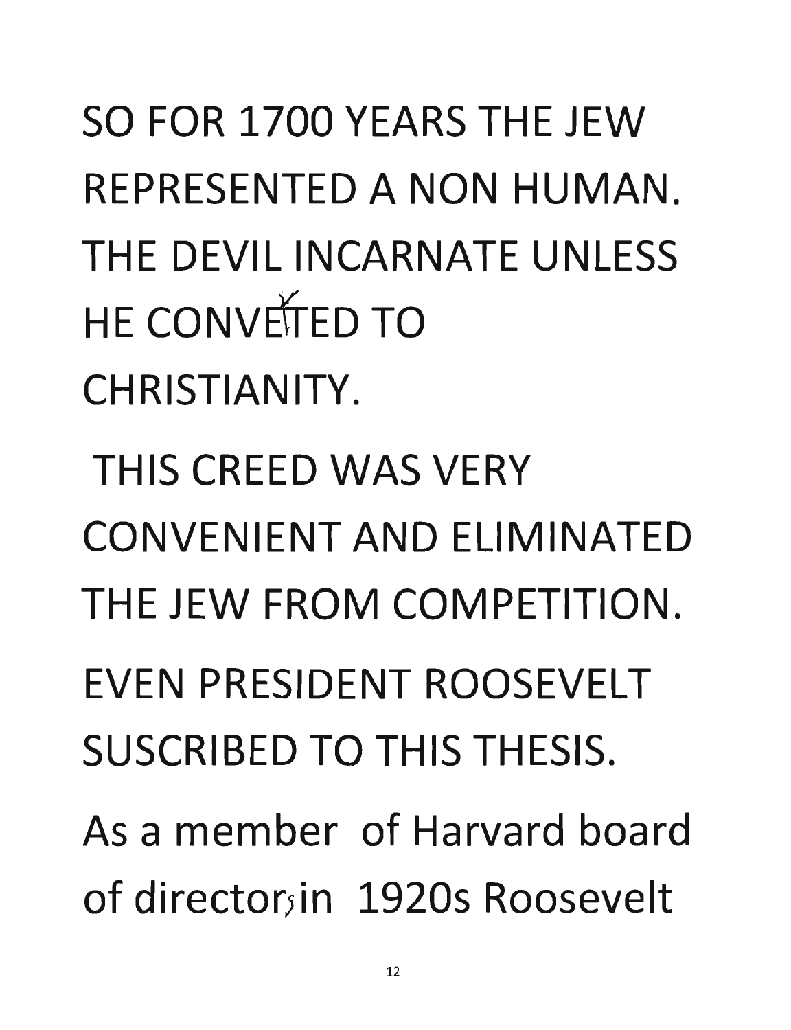SO FOR 1700 YEARS THE JEW REPRESENTED A NON HUMAN. THE DEVIL INCARNATE UNLESS HE CONVERTED TO CHRISTIANITY.

THIS CREED WAS VERY CONVENIENT AND ELIMINATED THE JEW FROM COMPETITION.

EVEN PRESIDENT ROOSEVELT SUSCRIBED TO THIS THESIS.

As a member of Harvard board of directors in 1920s Roosevelt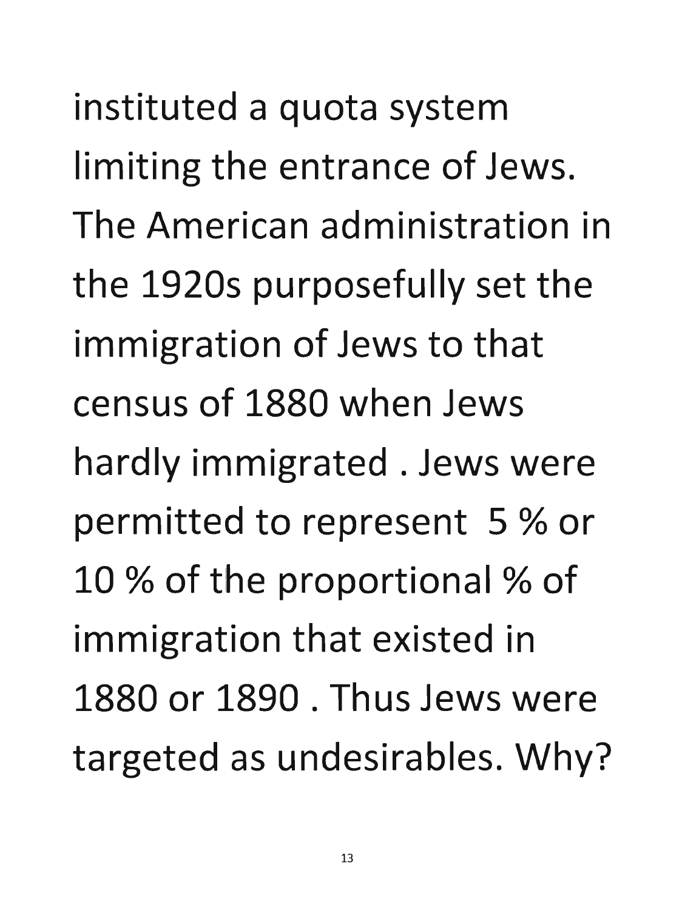instituted a quota system limiting the entrance of Jews. The American administration in the 1920s purposefully set the immigration of Jews to that census of 1880 when Jews hardly immigrated . Jews were permitted to represent 5 % or 10 % of the proportional % of immigration that existed in 1880 or 1890 . Thus Jews were targeted as undesirables. Why?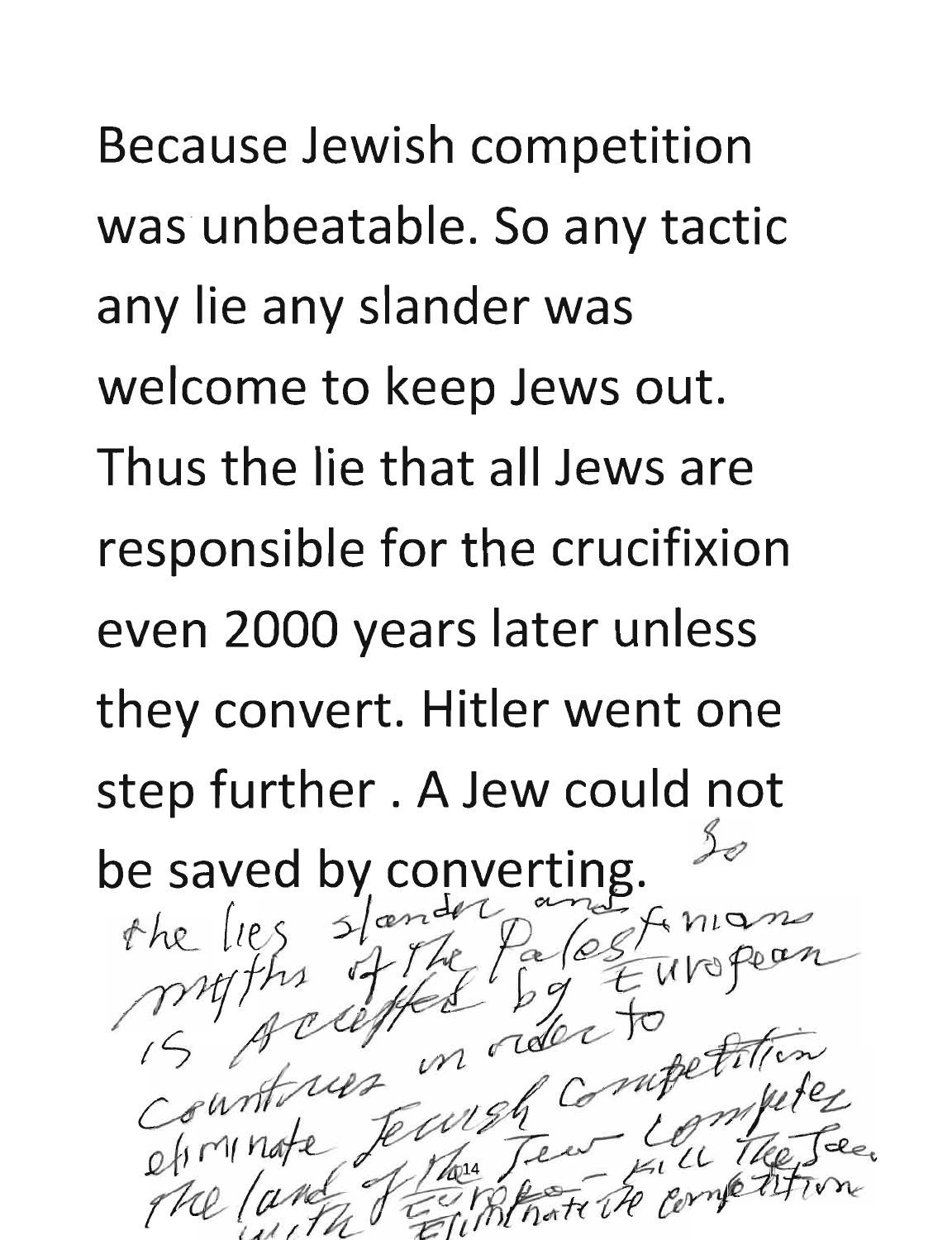Because Jewish competition was unbeatable. So any tactic any lie any slander was welcome to keep Jews out. Thus the lie that all Jews are responsible for the crucifixion even 2000 years later unless they convert. Hitler went one step further . A Jew could not be saved by converting. So the lies slander and myths of the Palestinians is accepted by European countries in order to eliminate Jewish competition the land of the Jew compete with Europe – kill the Jew Eliminate the competition